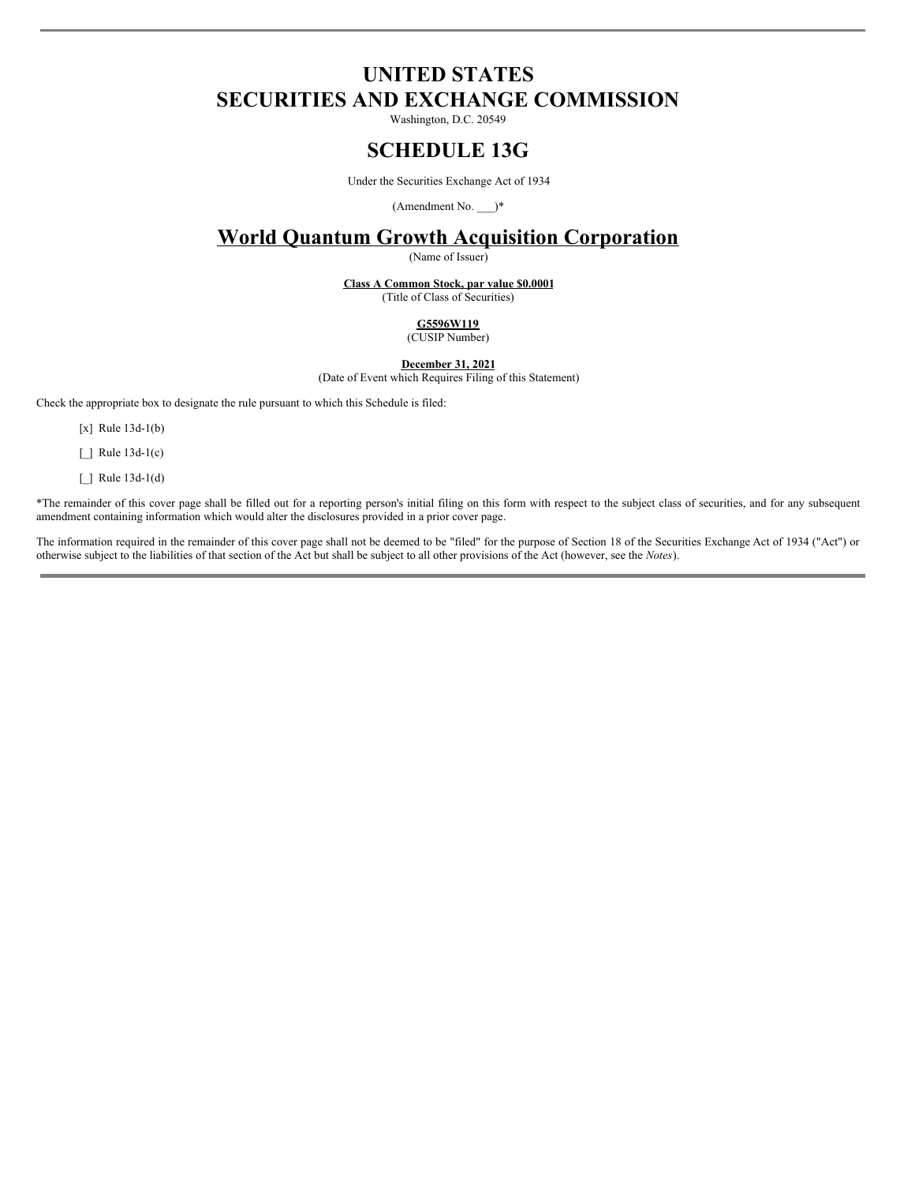# UNITED STATES
# SECURITIES AND EXCHANGE COMMISSION

Washington, D.C. 20549

# SCHEDULE 13G

Under the Securities Exchange Act of 1934

(Amendment No. ___)*

# World Quantum Growth Acquisition Corporation

(Name of Issuer)

**Class A Common Stock, par value $0.0001**
(Title of Class of Securities)

**G5596W119**
(CUSIP Number)

**December 31, 2021**
(Date of Event which Requires Filing of this Statement)

Check the appropriate box to designate the rule pursuant to which this Schedule is filed:

[x] Rule 13d-1(b)

[_] Rule 13d-1(c)

[_] Rule 13d-1(d)

*The remainder of this cover page shall be filled out for a reporting person's initial filing on this form with respect to the subject class of securities, and for any subsequent amendment containing information which would alter the disclosures provided in a prior cover page.

The information required in the remainder of this cover page shall not be deemed to be "filed" for the purpose of Section 18 of the Securities Exchange Act of 1934 ("Act") or otherwise subject to the liabilities of that section of the Act but shall be subject to all other provisions of the Act (however, see the *Notes*).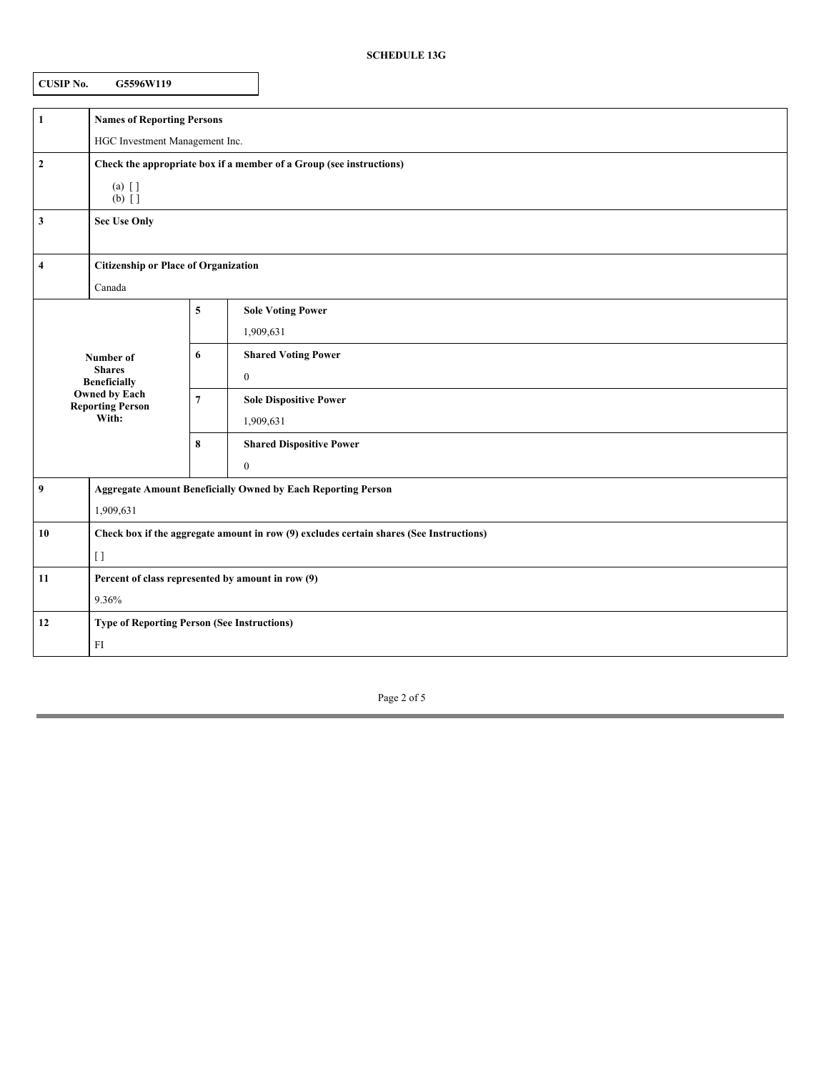**SCHEDULE 13G**

| CUSIP No. | G5596W119 |
|---|---|

| | | | |
|---|---|---|---|
| 1 | **Names of Reporting Persons**<br>HGC Investment Management Inc. | | |
| 2 | **Check the appropriate box if a member of a Group (see instructions)**<br>(a) [ ]<br>(b) [ ] | | |
| 3 | **Sec Use Only** | | |
| 4 | **Citizenship or Place of Organization**<br>Canada | | |
| **Number of Shares Beneficially Owned by Each Reporting Person With:** | 5 | **Sole Voting Power**<br>1,909,631 | |
| | 6 | **Shared Voting Power**<br>0 | |
| | 7 | **Sole Dispositive Power**<br>1,909,631 | |
| | 8 | **Shared Dispositive Power**<br>0 | |
| 9 | **Aggregate Amount Beneficially Owned by Each Reporting Person**<br>1,909,631 | | |
| 10 | **Check box if the aggregate amount in row (9) excludes certain shares (See Instructions)**<br>[ ] | | |
| 11 | **Percent of class represented by amount in row (9)**<br>9.36% | | |
| 12 | **Type of Reporting Person (See Instructions)**<br>FI | | |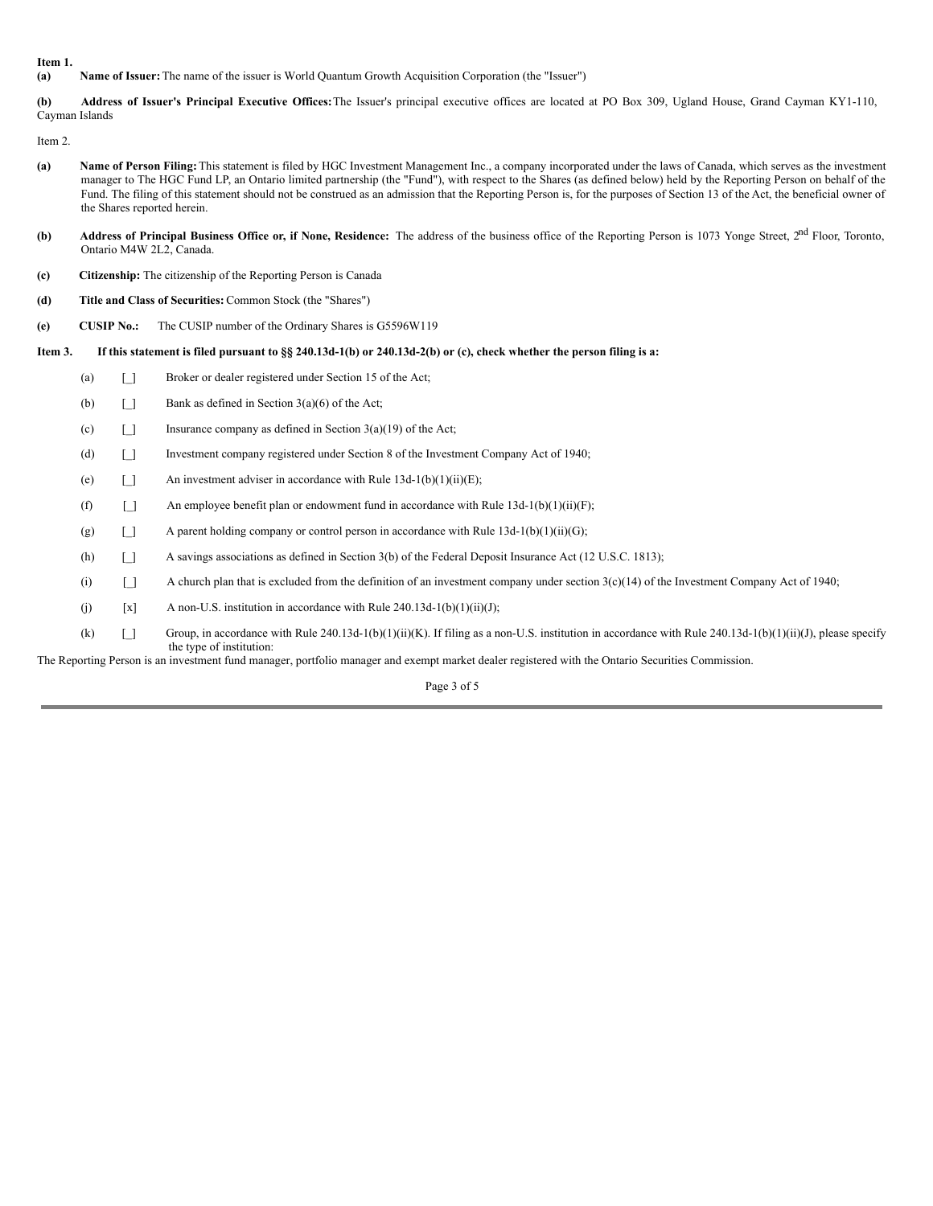**Item 1.**

**(a)** **Name of Issuer:** The name of the issuer is World Quantum Growth Acquisition Corporation (the "Issuer")

**(b)** **Address of Issuer's Principal Executive Offices:** The Issuer's principal executive offices are located at PO Box 309, Ugland House, Grand Cayman KY1-110, Cayman Islands

Item 2.

**(a)** **Name of Person Filing:** This statement is filed by HGC Investment Management Inc., a company incorporated under the laws of Canada, which serves as the investment manager to The HGC Fund LP, an Ontario limited partnership (the "Fund"), with respect to the Shares (as defined below) held by the Reporting Person on behalf of the Fund. The filing of this statement should not be construed as an admission that the Reporting Person is, for the purposes of Section 13 of the Act, the beneficial owner of the Shares reported herein.

**(b)** **Address of Principal Business Office or, if None, Residence:** The address of the business office of the Reporting Person is 1073 Yonge Street, 2nd Floor, Toronto, Ontario M4W 2L2, Canada.

**(c)** **Citizenship:** The citizenship of the Reporting Person is Canada

**(d)** **Title and Class of Securities:** Common Stock (the "Shares")

**(e)** **CUSIP No.:** The CUSIP number of the Ordinary Shares is G5596W119

**Item 3.** **If this statement is filed pursuant to §§ 240.13d-1(b) or 240.13d-2(b) or (c), check whether the person filing is a:**

(a) [_] Broker or dealer registered under Section 15 of the Act;

(b) [_] Bank as defined in Section 3(a)(6) of the Act;

(c) [_] Insurance company as defined in Section 3(a)(19) of the Act;

(d) [_] Investment company registered under Section 8 of the Investment Company Act of 1940;

(e) [_] An investment adviser in accordance with Rule 13d-1(b)(1)(ii)(E);

(f) [_] An employee benefit plan or endowment fund in accordance with Rule 13d-1(b)(1)(ii)(F);

(g) [_] A parent holding company or control person in accordance with Rule 13d-1(b)(1)(ii)(G);

(h) [_] A savings associations as defined in Section 3(b) of the Federal Deposit Insurance Act (12 U.S.C. 1813);

(i) [_] A church plan that is excluded from the definition of an investment company under section 3(c)(14) of the Investment Company Act of 1940;

(j) [x] A non-U.S. institution in accordance with Rule 240.13d-1(b)(1)(ii)(J);

(k) [_] Group, in accordance with Rule 240.13d-1(b)(1)(ii)(K). If filing as a non-U.S. institution in accordance with Rule 240.13d-1(b)(1)(ii)(J), please specify the type of institution:

The Reporting Person is an investment fund manager, portfolio manager and exempt market dealer registered with the Ontario Securities Commission.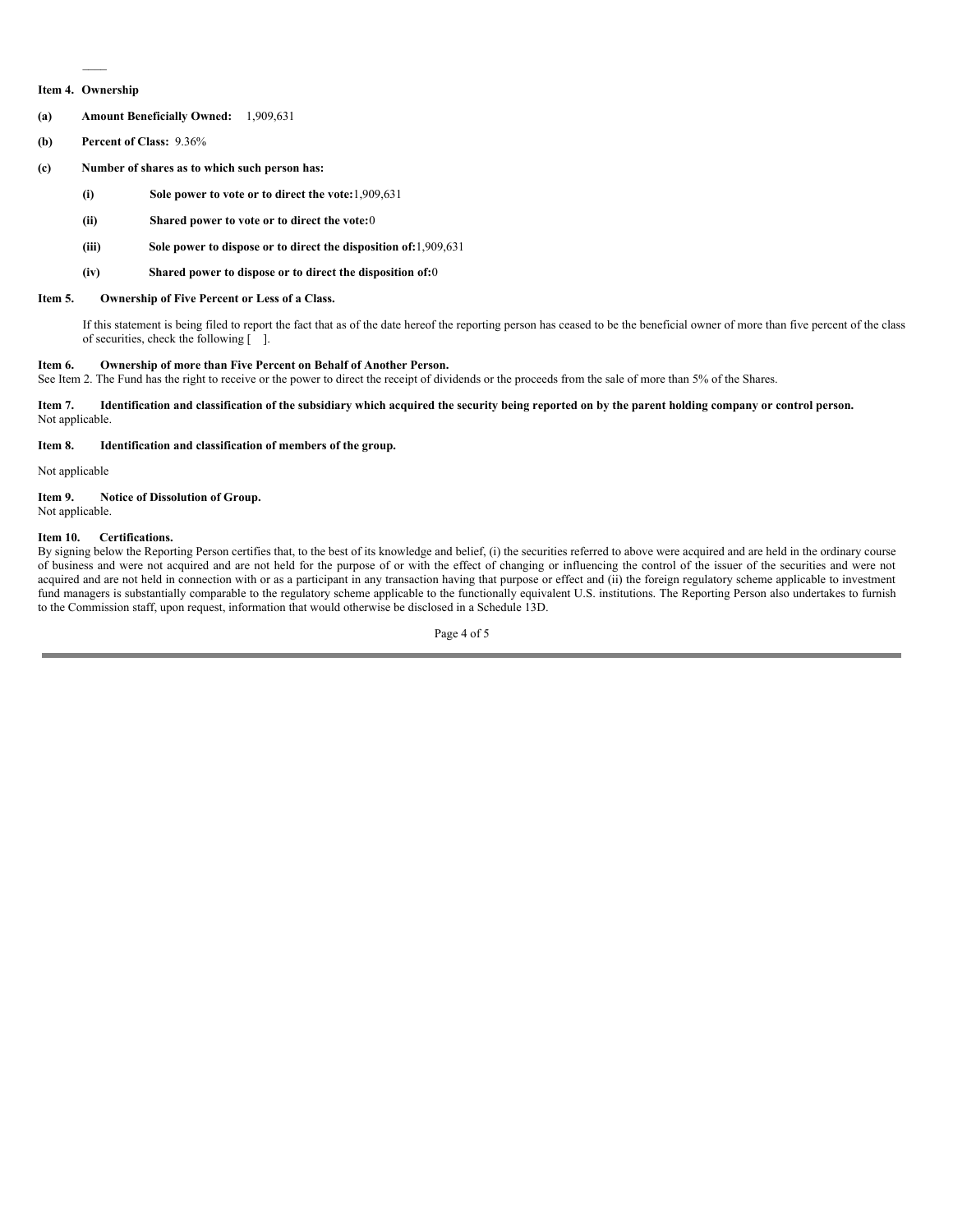**Item 4. Ownership**

**(a) Amount Beneficially Owned:** 1,909,631

**(b) Percent of Class:** 9.36%

**(c) Number of shares as to which such person has:**

- **(i) Sole power to vote or to direct the vote:** 1,909,631
- **(ii) Shared power to vote or to direct the vote:** 0
- **(iii) Sole power to dispose or to direct the disposition of:** 1,909,631
- **(iv) Shared power to dispose or to direct the disposition of:** 0

**Item 5. Ownership of Five Percent or Less of a Class.**

If this statement is being filed to report the fact that as of the date hereof the reporting person has ceased to be the beneficial owner of more than five percent of the class of securities, check the following [ ].

**Item 6. Ownership of more than Five Percent on Behalf of Another Person.**

See Item 2. The Fund has the right to receive or the power to direct the receipt of dividends or the proceeds from the sale of more than 5% of the Shares.

**Item 7. Identification and classification of the subsidiary which acquired the security being reported on by the parent holding company or control person.**

Not applicable.

**Item 8. Identification and classification of members of the group.**

Not applicable

**Item 9. Notice of Dissolution of Group.**

Not applicable.

**Item 10. Certifications.**

By signing below the Reporting Person certifies that, to the best of its knowledge and belief, (i) the securities referred to above were acquired and are held in the ordinary course of business and were not acquired and are not held for the purpose of or with the effect of changing or influencing the control of the issuer of the securities and were not acquired and are not held in connection with or as a participant in any transaction having that purpose or effect and (ii) the foreign regulatory scheme applicable to investment fund managers is substantially comparable to the regulatory scheme applicable to the functionally equivalent U.S. institutions. The Reporting Person also undertakes to furnish to the Commission staff, upon request, information that would otherwise be disclosed in a Schedule 13D.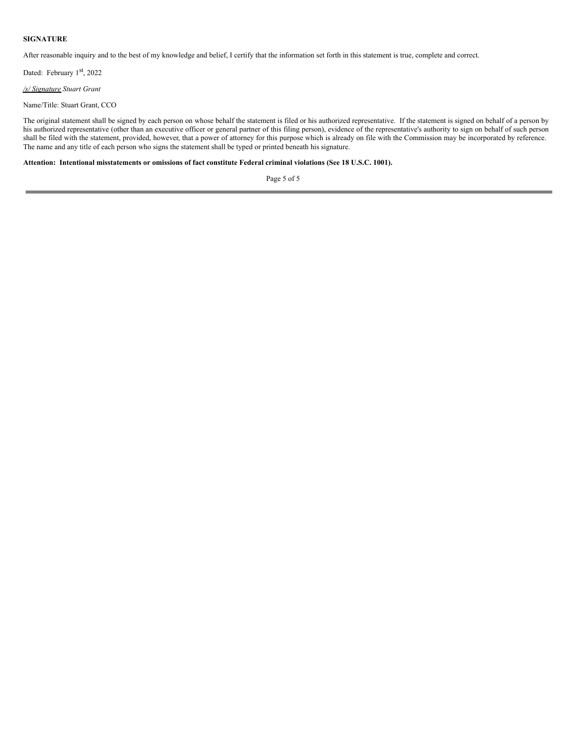**SIGNATURE**

After reasonable inquiry and to the best of my knowledge and belief, I certify that the information set forth in this statement is true, complete and correct.

Dated: February 1st, 2022

*/s/ Signature Stuart Grant*

Name/Title: Stuart Grant, CCO

The original statement shall be signed by each person on whose behalf the statement is filed or his authorized representative. If the statement is signed on behalf of a person by his authorized representative (other than an executive officer or general partner of this filing person), evidence of the representative's authority to sign on behalf of such person shall be filed with the statement, provided, however, that a power of attorney for this purpose which is already on file with the Commission may be incorporated by reference. The name and any title of each person who signs the statement shall be typed or printed beneath his signature.

**Attention: Intentional misstatements or omissions of fact constitute Federal criminal violations (See 18 U.S.C. 1001).**